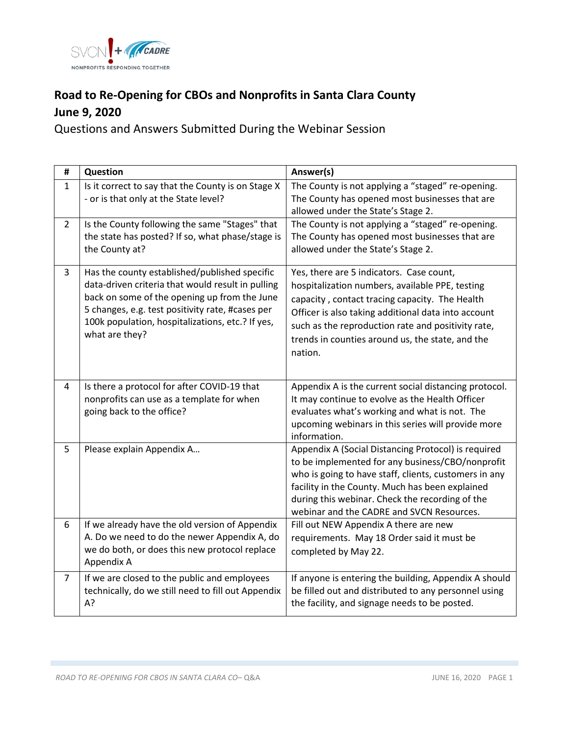# Road to Re-Opening for CBOs and Nonprofits in Santa Clara County
## June 9, 2020

Questions and Answers Submitted During the Webinar Session

| # | Question | Answer(s) |
|---|---|---|
| 1 | Is it correct to say that the County is on Stage X - or is that only at the State level? | The County is not applying a "staged" re-opening. The County has opened most businesses that are allowed under the State's Stage 2. |
| 2 | Is the County following the same "Stages" that the state has posted? If so, what phase/stage is the County at? | The County is not applying a "staged" re-opening. The County has opened most businesses that are allowed under the State's Stage 2. |
| 3 | Has the county established/published specific data-driven criteria that would result in pulling back on some of the opening up from the June 5 changes, e.g. test positivity rate, #cases per 100k population, hospitalizations, etc.? If yes, what are they? | Yes, there are 5 indicators. Case count, hospitalization numbers, available PPE, testing capacity , contact tracing capacity. The Health Officer is also taking additional data into account such as the reproduction rate and positivity rate, trends in counties around us, the state, and the nation. |
| 4 | Is there a protocol for after COVID-19 that nonprofits can use as a template for when going back to the office? | Appendix A is the current social distancing protocol. It may continue to evolve as the Health Officer evaluates what's working and what is not. The upcoming webinars in this series will provide more information. |
| 5 | Please explain Appendix A… | Appendix A (Social Distancing Protocol) is required to be implemented for any business/CBO/nonprofit who is going to have staff, clients, customers in any facility in the County. Much has been explained during this webinar. Check the recording of the webinar and the CADRE and SVCN Resources. |
| 6 | If we already have the old version of Appendix A. Do we need to do the newer Appendix A, do we do both, or does this new protocol replace Appendix A | Fill out NEW Appendix A there are new requirements. May 18 Order said it must be completed by May 22. |
| 7 | If we are closed to the public and employees technically, do we still need to fill out Appendix A? | If anyone is entering the building, Appendix A should be filled out and distributed to any personnel using the facility, and signage needs to be posted. |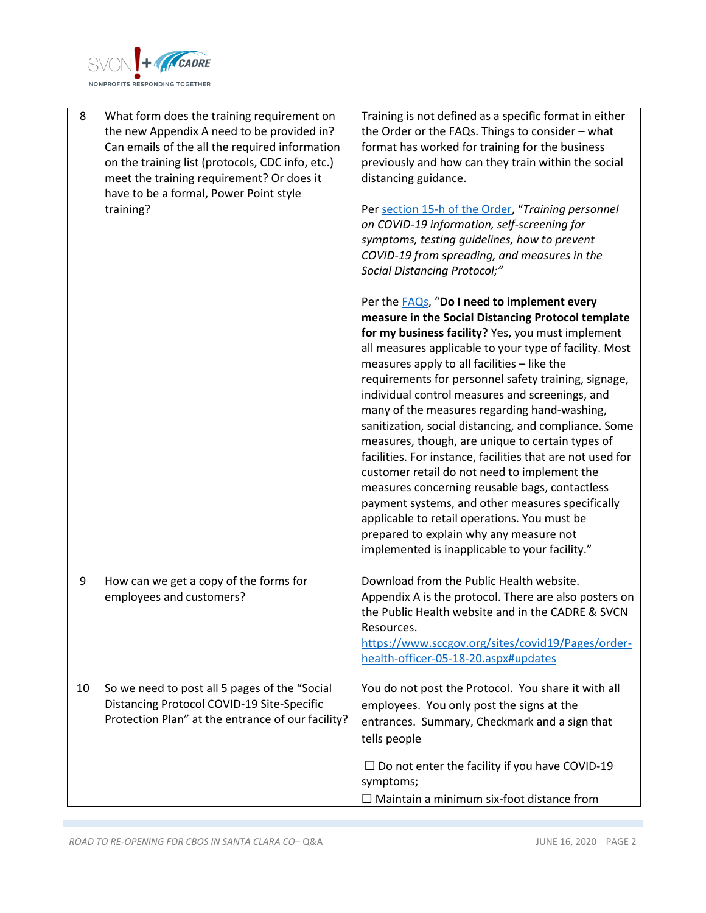| 8 | What form does the training requirement on the new Appendix A need to be provided in? Can emails of the all the required information on the training list (protocols, CDC info, etc.) meet the training requirement? Or does it have to be a formal, Power Point style training? | Training is not defined as a specific format in either the Order or the FAQs. Things to consider – what format has worked for training for the business previously and how can they train within the social distancing guidance.<br><br>Per section 15-h of the Order, "*Training personnel on COVID-19 information, self-screening for symptoms, testing guidelines, how to prevent COVID-19 from spreading, and measures in the Social Distancing Protocol;*"<br><br>Per the FAQs, "**Do I need to implement every measure in the Social Distancing Protocol template for my business facility?** Yes, you must implement all measures applicable to your type of facility. Most measures apply to all facilities – like the requirements for personnel safety training, signage, individual control measures and screenings, and many of the measures regarding hand-washing, sanitization, social distancing, and compliance. Some measures, though, are unique to certain types of facilities. For instance, facilities that are not used for customer retail do not need to implement the measures concerning reusable bags, contactless payment systems, and other measures specifically applicable to retail operations. You must be prepared to explain why any measure not implemented is inapplicable to your facility." |
|---|---|---|
| 9 | How can we get a copy of the forms for employees and customers? | Download from the Public Health website. Appendix A is the protocol. There are also posters on the Public Health website and in the CADRE & SVCN Resources.<br>https://www.sccgov.org/sites/covid19/Pages/order-health-officer-05-18-20.aspx#updates |
| 10 | So we need to post all 5 pages of the "Social Distancing Protocol COVID-19 Site-Specific Protection Plan" at the entrance of our facility? | You do not post the Protocol. You share it with all employees. You only post the signs at the entrances. Summary, Checkmark and a sign that tells people<br><br>☐ Do not enter the facility if you have COVID-19 symptoms;<br>☐ Maintain a minimum six-foot distance from |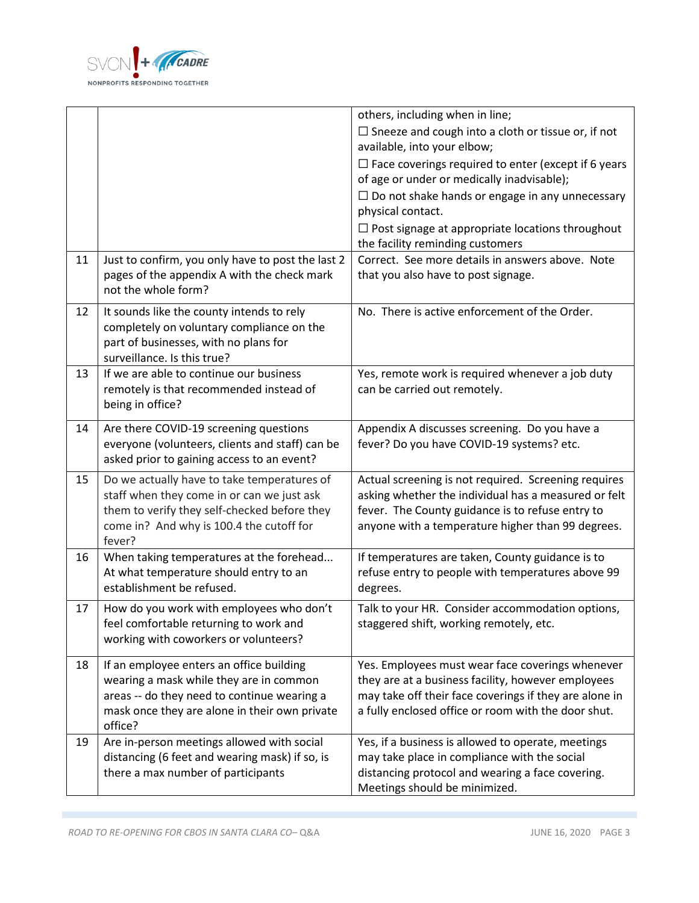| | | |
|---|---|---|
| | | others, including when in line;<br>☐ Sneeze and cough into a cloth or tissue or, if not available, into your elbow;<br>☐ Face coverings required to enter (except if 6 years of age or under or medically inadvisable);<br>☐ Do not shake hands or engage in any unnecessary physical contact.<br>☐ Post signage at appropriate locations throughout the facility reminding customers |
| 11 | Just to confirm, you only have to post the last 2 pages of the appendix A with the check mark not the whole form? | Correct. See more details in answers above. Note that you also have to post signage. |
| 12 | It sounds like the county intends to rely completely on voluntary compliance on the part of businesses, with no plans for surveillance. Is this true? | No. There is active enforcement of the Order. |
| 13 | If we are able to continue our business remotely is that recommended instead of being in office? | Yes, remote work is required whenever a job duty can be carried out remotely. |
| 14 | Are there COVID-19 screening questions everyone (volunteers, clients and staff) can be asked prior to gaining access to an event? | Appendix A discusses screening. Do you have a fever? Do you have COVID-19 systems? etc. |
| 15 | Do we actually have to take temperatures of staff when they come in or can we just ask them to verify they self-checked before they come in? And why is 100.4 the cutoff for fever? | Actual screening is not required. Screening requires asking whether the individual has a measured or felt fever. The County guidance is to refuse entry to anyone with a temperature higher than 99 degrees. |
| 16 | When taking temperatures at the forehead... At what temperature should entry to an establishment be refused. | If temperatures are taken, County guidance is to refuse entry to people with temperatures above 99 degrees. |
| 17 | How do you work with employees who don't feel comfortable returning to work and working with coworkers or volunteers? | Talk to your HR. Consider accommodation options, staggered shift, working remotely, etc. |
| 18 | If an employee enters an office building wearing a mask while they are in common areas -- do they need to continue wearing a mask once they are alone in their own private office? | Yes. Employees must wear face coverings whenever they are at a business facility, however employees may take off their face coverings if they are alone in a fully enclosed office or room with the door shut. |
| 19 | Are in-person meetings allowed with social distancing (6 feet and wearing mask) if so, is there a max number of participants | Yes, if a business is allowed to operate, meetings may take place in compliance with the social distancing protocol and wearing a face covering. Meetings should be minimized. |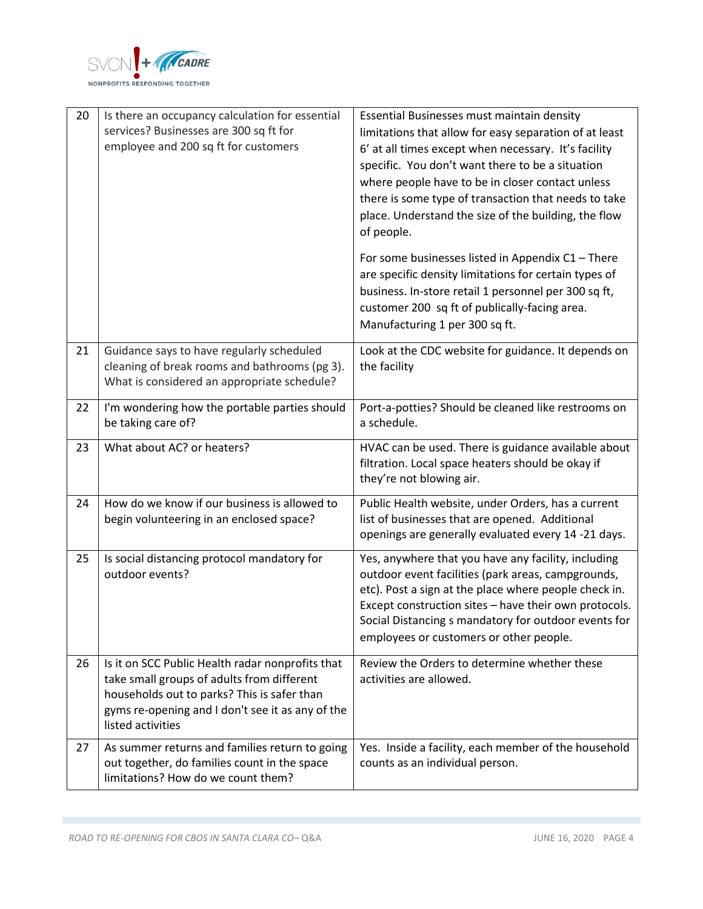| | | |
|---|---|---|
| 20 | Is there an occupancy calculation for essential services? Businesses are 300 sq ft for employee and 200 sq ft for customers | Essential Businesses must maintain density limitations that allow for easy separation of at least 6' at all times except when necessary. It's facility specific. You don't want there to be a situation where people have to be in closer contact unless there is some type of transaction that needs to take place. Understand the size of the building, the flow of people.<br><br>For some businesses listed in Appendix C1 – There are specific density limitations for certain types of business. In-store retail 1 personnel per 300 sq ft, customer 200 sq ft of publically-facing area. Manufacturing 1 per 300 sq ft. |
| 21 | Guidance says to have regularly scheduled cleaning of break rooms and bathrooms (pg 3). What is considered an appropriate schedule? | Look at the CDC website for guidance. It depends on the facility |
| 22 | I'm wondering how the portable parties should be taking care of? | Port-a-potties? Should be cleaned like restrooms on a schedule. |
| 23 | What about AC? or heaters? | HVAC can be used. There is guidance available about filtration. Local space heaters should be okay if they're not blowing air. |
| 24 | How do we know if our business is allowed to begin volunteering in an enclosed space? | Public Health website, under Orders, has a current list of businesses that are opened. Additional openings are generally evaluated every 14 -21 days. |
| 25 | Is social distancing protocol mandatory for outdoor events? | Yes, anywhere that you have any facility, including outdoor event facilities (park areas, campgrounds, etc). Post a sign at the place where people check in. Except construction sites – have their own protocols. Social Distancing s mandatory for outdoor events for employees or customers or other people. |
| 26 | Is it on SCC Public Health radar nonprofits that take small groups of adults from different households out to parks? This is safer than gyms re-opening and I don't see it as any of the listed activities | Review the Orders to determine whether these activities are allowed. |
| 27 | As summer returns and families return to going out together, do families count in the space limitations? How do we count them? | Yes. Inside a facility, each member of the household counts as an individual person. |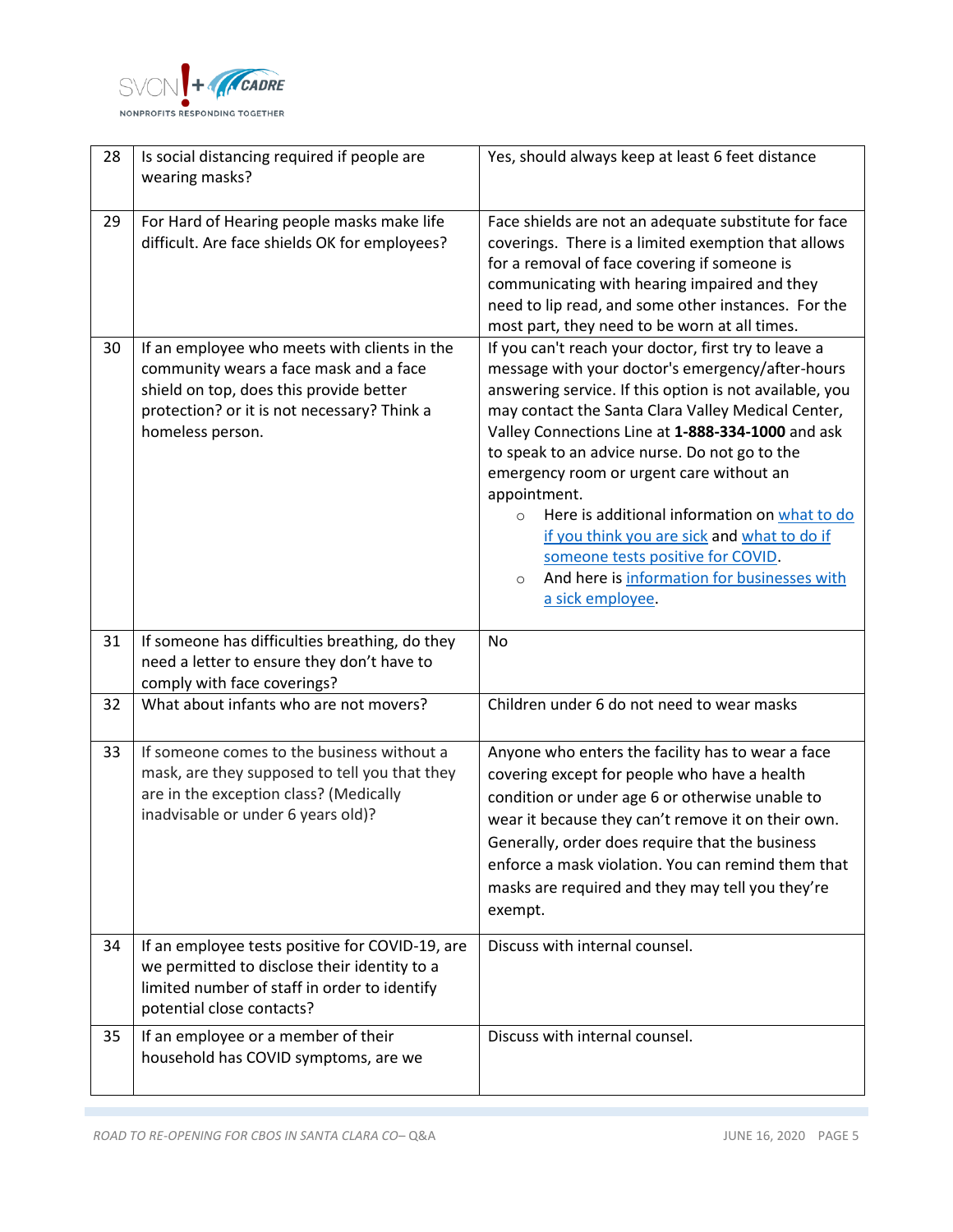| | | |
|---|---|---|
| 28 | Is social distancing required if people are wearing masks? | Yes, should always keep at least 6 feet distance |
| 29 | For Hard of Hearing people masks make life difficult. Are face shields OK for employees? | Face shields are not an adequate substitute for face coverings. There is a limited exemption that allows for a removal of face covering if someone is communicating with hearing impaired and they need to lip read, and some other instances. For the most part, they need to be worn at all times. |
| 30 | If an employee who meets with clients in the community wears a face mask and a face shield on top, does this provide better protection? or it is not necessary? Think a homeless person. | If you can't reach your doctor, first try to leave a message with your doctor's emergency/after-hours answering service. If this option is not available, you may contact the Santa Clara Valley Medical Center, Valley Connections Line at **1-888-334-1000** and ask to speak to an advice nurse. Do not go to the emergency room or urgent care without an appointment.<br>◦ Here is additional information on what to do if you think you are sick and what to do if someone tests positive for COVID.<br>◦ And here is information for businesses with a sick employee. |
| 31 | If someone has difficulties breathing, do they need a letter to ensure they don't have to comply with face coverings? | No |
| 32 | What about infants who are not movers? | Children under 6 do not need to wear masks |
| 33 | If someone comes to the business without a mask, are they supposed to tell you that they are in the exception class? (Medically inadvisable or under 6 years old)? | Anyone who enters the facility has to wear a face covering except for people who have a health condition or under age 6 or otherwise unable to wear it because they can't remove it on their own. Generally, order does require that the business enforce a mask violation. You can remind them that masks are required and they may tell you they're exempt. |
| 34 | If an employee tests positive for COVID-19, are we permitted to disclose their identity to a limited number of staff in order to identify potential close contacts? | Discuss with internal counsel. |
| 35 | If an employee or a member of their household has COVID symptoms, are we | Discuss with internal counsel. |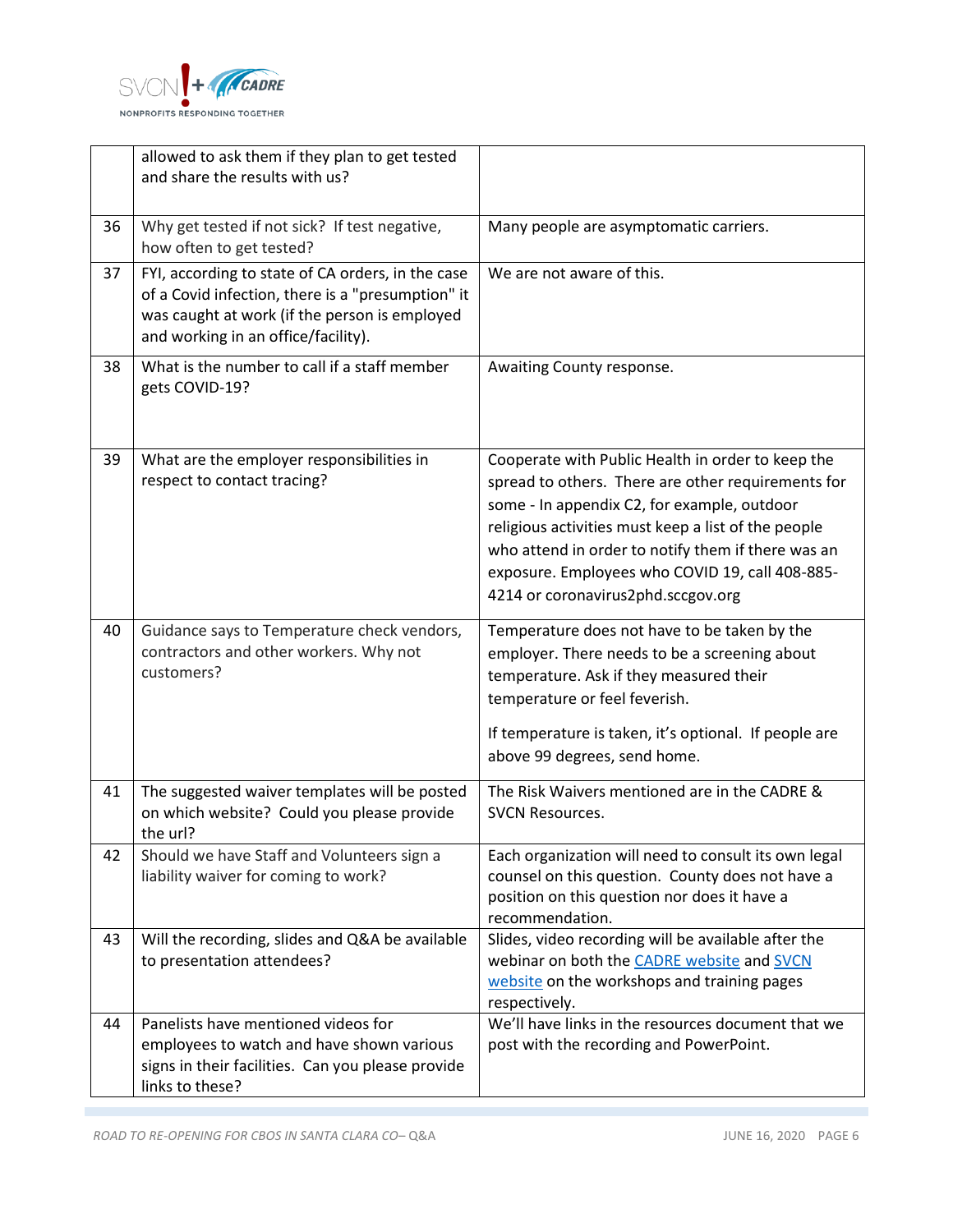| | | |
|---|---|---|
| | allowed to ask them if they plan to get tested and share the results with us? | |
| 36 | Why get tested if not sick? If test negative, how often to get tested? | Many people are asymptomatic carriers. |
| 37 | FYI, according to state of CA orders, in the case of a Covid infection, there is a "presumption" it was caught at work (if the person is employed and working in an office/facility). | We are not aware of this. |
| 38 | What is the number to call if a staff member gets COVID-19? | Awaiting County response. |
| 39 | What are the employer responsibilities in respect to contact tracing? | Cooperate with Public Health in order to keep the spread to others. There are other requirements for some - In appendix C2, for example, outdoor religious activities must keep a list of the people who attend in order to notify them if there was an exposure. Employees who COVID 19, call 408-885-4214 or coronavirus2phd.sccgov.org |
| 40 | Guidance says to Temperature check vendors, contractors and other workers. Why not customers? | Temperature does not have to be taken by the employer. There needs to be a screening about temperature. Ask if they measured their temperature or feel feverish.<br><br>If temperature is taken, it's optional. If people are above 99 degrees, send home. |
| 41 | The suggested waiver templates will be posted on which website? Could you please provide the url? | The Risk Waivers mentioned are in the CADRE & SVCN Resources. |
| 42 | Should we have Staff and Volunteers sign a liability waiver for coming to work? | Each organization will need to consult its own legal counsel on this question. County does not have a position on this question nor does it have a recommendation. |
| 43 | Will the recording, slides and Q&A be available to presentation attendees? | Slides, video recording will be available after the webinar on both the CADRE website and SVCN website on the workshops and training pages respectively. |
| 44 | Panelists have mentioned videos for employees to watch and have shown various signs in their facilities. Can you please provide links to these? | We'll have links in the resources document that we post with the recording and PowerPoint. |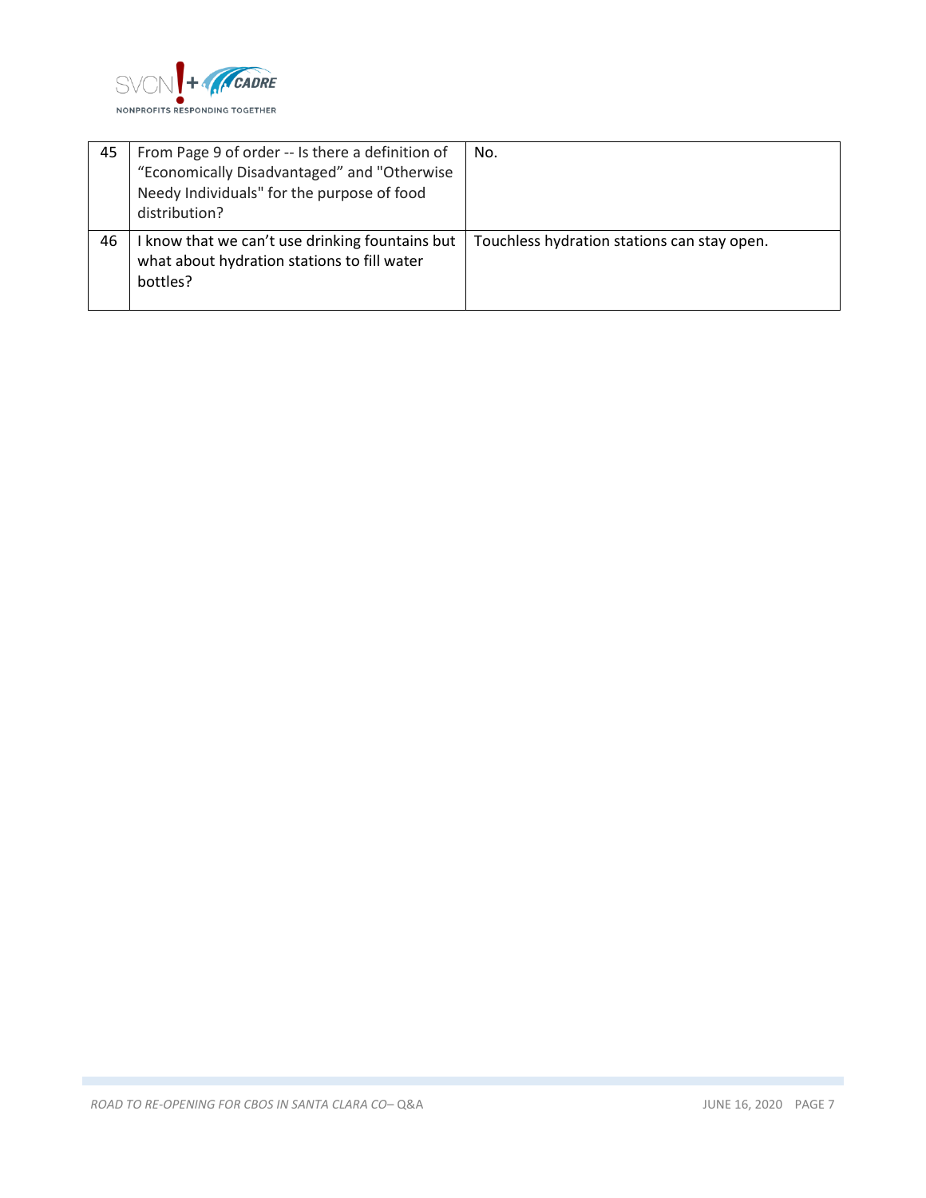| | | |
|---|---|---|
| 45 | From Page 9 of order -- Is there a definition of "Economically Disadvantaged" and "Otherwise Needy Individuals" for the purpose of food distribution? | No. |
| 46 | I know that we can't use drinking fountains but what about hydration stations to fill water bottles? | Touchless hydration stations can stay open. |